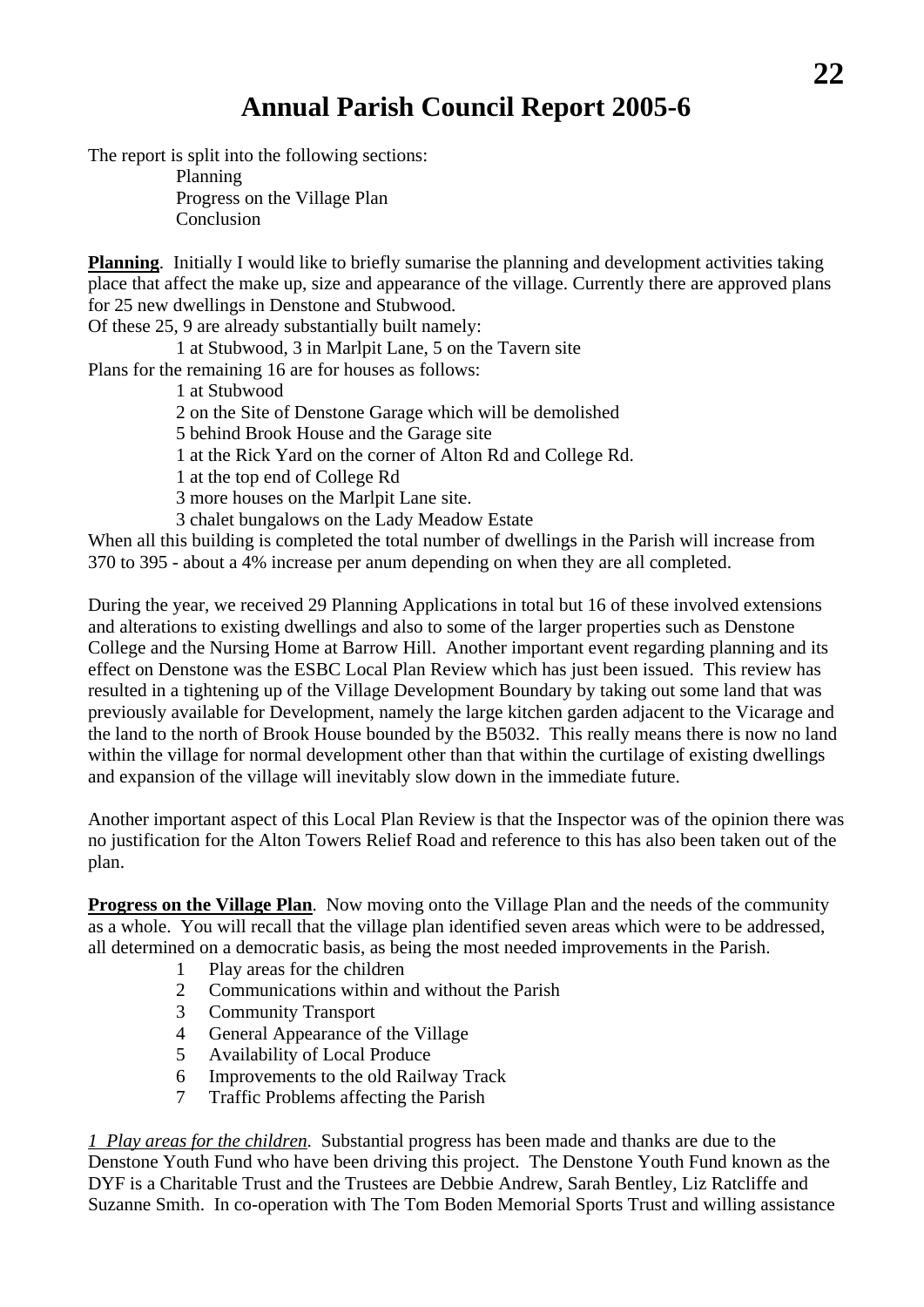# Annual Parish Council Report 2005-6

The report is split into the following sections:

- Planning
- Progress on the Village Plan
- Conclusion

**Planning**. Initially I would like to briefly sumarise the planning and development activities taking place that affect the make up, size and appearance of the village. Currently there are approved plans for 25 new dwellings in Denstone and Stubwood.

Of these 25, 9 are already substantially built namely:

- 1 at Stubwood, 3 in Marlpit Lane, 5 on the Tavern site

Plans for the remaining 16 are for houses as follows:

- 1 at Stubwood
- 2 on the Site of Denstone Garage which will be demolished
- 5 behind Brook House and the Garage site
- 1 at the Rick Yard on the corner of Alton Rd and College Rd.
- 1 at the top end of College Rd
- 3 more houses on the Marlpit Lane site.
- 3 chalet bungalows on the Lady Meadow Estate

When all this building is completed the total number of dwellings in the Parish will increase from 370 to 395 - about a 4% increase per anum depending on when they are all completed.

During the year, we received 29 Planning Applications in total but 16 of these involved extensions and alterations to existing dwellings and also to some of the larger properties such as Denstone College and the Nursing Home at Barrow Hill. Another important event regarding planning and its effect on Denstone was the ESBC Local Plan Review which has just been issued. This review has resulted in a tightening up of the Village Development Boundary by taking out some land that was previously available for Development, namely the large kitchen garden adjacent to the Vicarage and the land to the north of Brook House bounded by the B5032. This really means there is now no land within the village for normal development other than that within the curtilage of existing dwellings and expansion of the village will inevitably slow down in the immediate future.

Another important aspect of this Local Plan Review is that the Inspector was of the opinion there was no justification for the Alton Towers Relief Road and reference to this has also been taken out of the plan.

**Progress on the Village Plan**. Now moving onto the Village Plan and the needs of the community as a whole. You will recall that the village plan identified seven areas which were to be addressed, all determined on a democratic basis, as being the most needed improvements in the Parish.

1. Play areas for the children
2. Communications within and without the Parish
3. Community Transport
4. General Appearance of the Village
5. Availability of Local Produce
6. Improvements to the old Railway Track
7. Traffic Problems affecting the Parish

*1 Play areas for the children*. Substantial progress has been made and thanks are due to the Denstone Youth Fund who have been driving this project. The Denstone Youth Fund known as the DYF is a Charitable Trust and the Trustees are Debbie Andrew, Sarah Bentley, Liz Ratcliffe and Suzanne Smith. In co-operation with The Tom Boden Memorial Sports Trust and willing assistance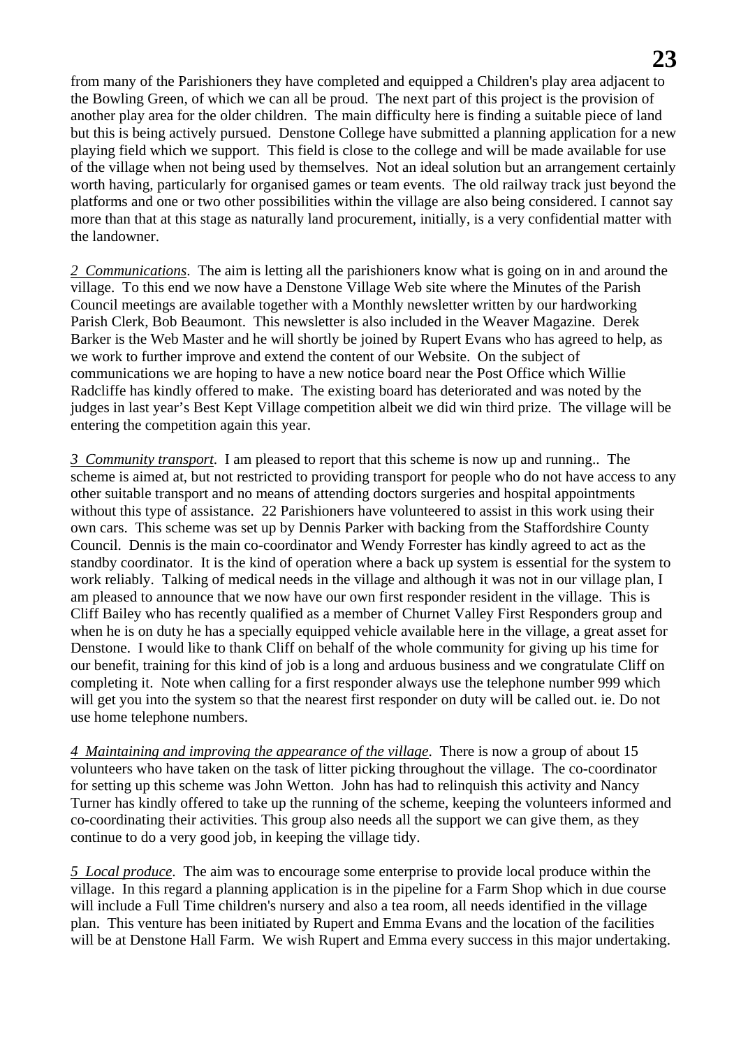from many of the Parishioners they have completed and equipped a Children's play area adjacent to the Bowling Green, of which we can all be proud. The next part of this project is the provision of another play area for the older children. The main difficulty here is finding a suitable piece of land but this is being actively pursued. Denstone College have submitted a planning application for a new playing field which we support. This field is close to the college and will be made available for use of the village when not being used by themselves. Not an ideal solution but an arrangement certainly worth having, particularly for organised games or team events. The old railway track just beyond the platforms and one or two other possibilities within the village are also being considered. I cannot say more than that at this stage as naturally land procurement, initially, is a very confidential matter with the landowner.

*2 Communications*. The aim is letting all the parishioners know what is going on in and around the village. To this end we now have a Denstone Village Web site where the Minutes of the Parish Council meetings are available together with a Monthly newsletter written by our hardworking Parish Clerk, Bob Beaumont. This newsletter is also included in the Weaver Magazine. Derek Barker is the Web Master and he will shortly be joined by Rupert Evans who has agreed to help, as we work to further improve and extend the content of our Website. On the subject of communications we are hoping to have a new notice board near the Post Office which Willie Radcliffe has kindly offered to make. The existing board has deteriorated and was noted by the judges in last year's Best Kept Village competition albeit we did win third prize. The village will be entering the competition again this year.

*3 Community transport*. I am pleased to report that this scheme is now up and running.. The scheme is aimed at, but not restricted to providing transport for people who do not have access to any other suitable transport and no means of attending doctors surgeries and hospital appointments without this type of assistance. 22 Parishioners have volunteered to assist in this work using their own cars. This scheme was set up by Dennis Parker with backing from the Staffordshire County Council. Dennis is the main co-coordinator and Wendy Forrester has kindly agreed to act as the standby coordinator. It is the kind of operation where a back up system is essential for the system to work reliably. Talking of medical needs in the village and although it was not in our village plan, I am pleased to announce that we now have our own first responder resident in the village. This is Cliff Bailey who has recently qualified as a member of Churnet Valley First Responders group and when he is on duty he has a specially equipped vehicle available here in the village, a great asset for Denstone. I would like to thank Cliff on behalf of the whole community for giving up his time for our benefit, training for this kind of job is a long and arduous business and we congratulate Cliff on completing it. Note when calling for a first responder always use the telephone number 999 which will get you into the system so that the nearest first responder on duty will be called out. ie. Do not use home telephone numbers.

*4 Maintaining and improving the appearance of the village*. There is now a group of about 15 volunteers who have taken on the task of litter picking throughout the village. The co-coordinator for setting up this scheme was John Wetton. John has had to relinquish this activity and Nancy Turner has kindly offered to take up the running of the scheme, keeping the volunteers informed and co-coordinating their activities. This group also needs all the support we can give them, as they continue to do a very good job, in keeping the village tidy.

*5 Local produce*. The aim was to encourage some enterprise to provide local produce within the village. In this regard a planning application is in the pipeline for a Farm Shop which in due course will include a Full Time children's nursery and also a tea room, all needs identified in the village plan. This venture has been initiated by Rupert and Emma Evans and the location of the facilities will be at Denstone Hall Farm. We wish Rupert and Emma every success in this major undertaking.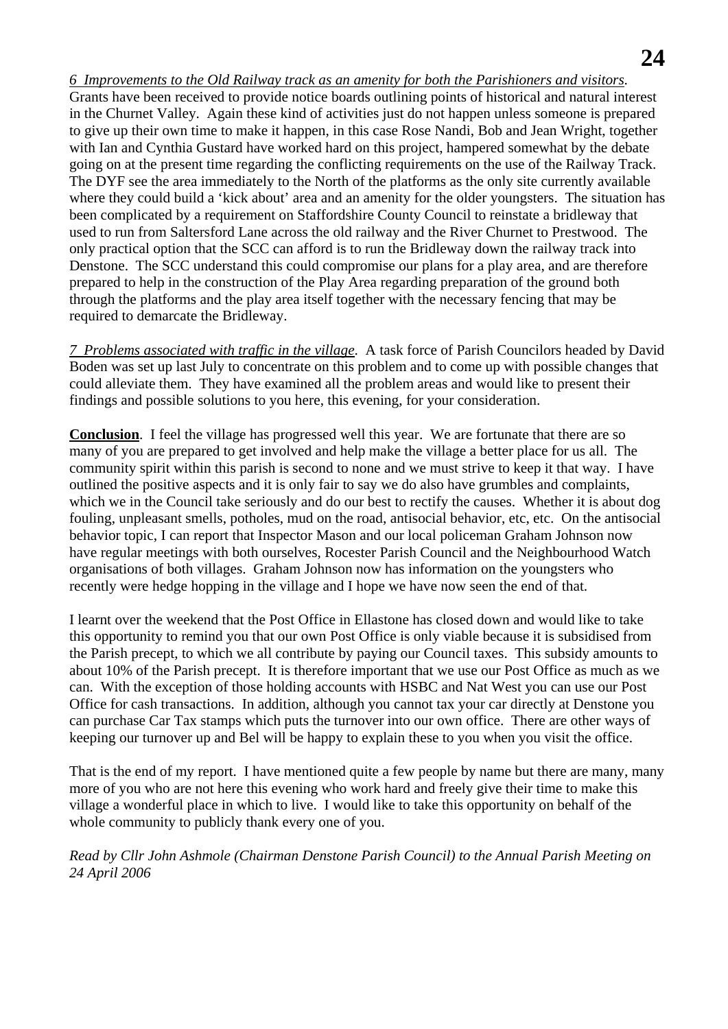*6 Improvements to the Old Railway track as an amenity for both the Parishioners and visitors.* Grants have been received to provide notice boards outlining points of historical and natural interest in the Churnet Valley. Again these kind of activities just do not happen unless someone is prepared to give up their own time to make it happen, in this case Rose Nandi, Bob and Jean Wright, together with Ian and Cynthia Gustard have worked hard on this project, hampered somewhat by the debate going on at the present time regarding the conflicting requirements on the use of the Railway Track. The DYF see the area immediately to the North of the platforms as the only site currently available where they could build a 'kick about' area and an amenity for the older youngsters. The situation has been complicated by a requirement on Staffordshire County Council to reinstate a bridleway that used to run from Saltersford Lane across the old railway and the River Churnet to Prestwood. The only practical option that the SCC can afford is to run the Bridleway down the railway track into Denstone. The SCC understand this could compromise our plans for a play area, and are therefore prepared to help in the construction of the Play Area regarding preparation of the ground both through the platforms and the play area itself together with the necessary fencing that may be required to demarcate the Bridleway.

*7 Problems associated with traffic in the village.* A task force of Parish Councilors headed by David Boden was set up last July to concentrate on this problem and to come up with possible changes that could alleviate them. They have examined all the problem areas and would like to present their findings and possible solutions to you here, this evening, for your consideration.

**Conclusion**. I feel the village has progressed well this year. We are fortunate that there are so many of you are prepared to get involved and help make the village a better place for us all. The community spirit within this parish is second to none and we must strive to keep it that way. I have outlined the positive aspects and it is only fair to say we do also have grumbles and complaints, which we in the Council take seriously and do our best to rectify the causes. Whether it is about dog fouling, unpleasant smells, potholes, mud on the road, antisocial behavior, etc, etc. On the antisocial behavior topic, I can report that Inspector Mason and our local policeman Graham Johnson now have regular meetings with both ourselves, Rocester Parish Council and the Neighbourhood Watch organisations of both villages. Graham Johnson now has information on the youngsters who recently were hedge hopping in the village and I hope we have now seen the end of that.

I learnt over the weekend that the Post Office in Ellastone has closed down and would like to take this opportunity to remind you that our own Post Office is only viable because it is subsidised from the Parish precept, to which we all contribute by paying our Council taxes. This subsidy amounts to about 10% of the Parish precept. It is therefore important that we use our Post Office as much as we can. With the exception of those holding accounts with HSBC and Nat West you can use our Post Office for cash transactions. In addition, although you cannot tax your car directly at Denstone you can purchase Car Tax stamps which puts the turnover into our own office. There are other ways of keeping our turnover up and Bel will be happy to explain these to you when you visit the office.

That is the end of my report. I have mentioned quite a few people by name but there are many, many more of you who are not here this evening who work hard and freely give their time to make this village a wonderful place in which to live. I would like to take this opportunity on behalf of the whole community to publicly thank every one of you.

*Read by Cllr John Ashmole (Chairman Denstone Parish Council) to the Annual Parish Meeting on 24 April 2006*